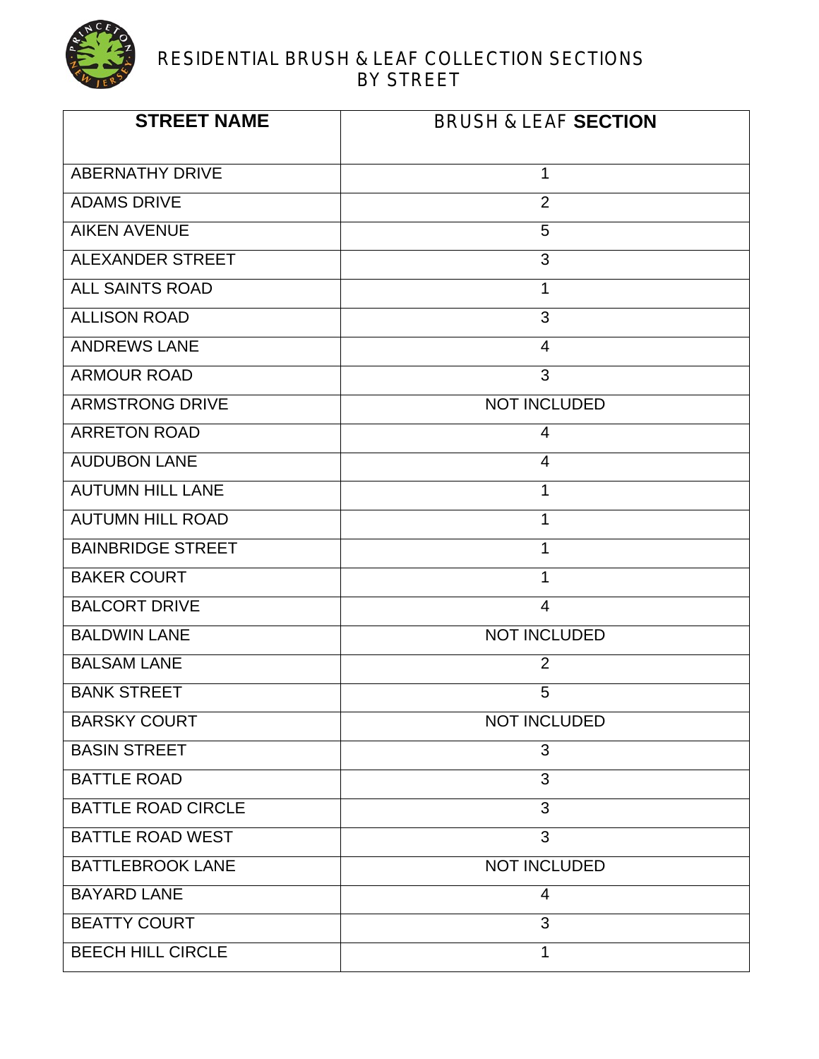# RESIDENTIAL BRUSH & LEAF COLLECTION SECTIONS BY STREET

| STREET NAME | BRUSH & LEAF SECTION |
|---|---|
| ABERNATHY DRIVE | 1 |
| ADAMS DRIVE | 2 |
| AIKEN AVENUE | 5 |
| ALEXANDER STREET | 3 |
| ALL SAINTS ROAD | 1 |
| ALLISON ROAD | 3 |
| ANDREWS LANE | 4 |
| ARMOUR ROAD | 3 |
| ARMSTRONG DRIVE | NOT INCLUDED |
| ARRETON ROAD | 4 |
| AUDUBON LANE | 4 |
| AUTUMN HILL LANE | 1 |
| AUTUMN HILL ROAD | 1 |
| BAINBRIDGE STREET | 1 |
| BAKER COURT | 1 |
| BALCORT DRIVE | 4 |
| BALDWIN LANE | NOT INCLUDED |
| BALSAM LANE | 2 |
| BANK STREET | 5 |
| BARSKY COURT | NOT INCLUDED |
| BASIN STREET | 3 |
| BATTLE ROAD | 3 |
| BATTLE ROAD CIRCLE | 3 |
| BATTLE ROAD WEST | 3 |
| BATTLEBROOK LANE | NOT INCLUDED |
| BAYARD LANE | 4 |
| BEATTY COURT | 3 |
| BEECH HILL CIRCLE | 1 |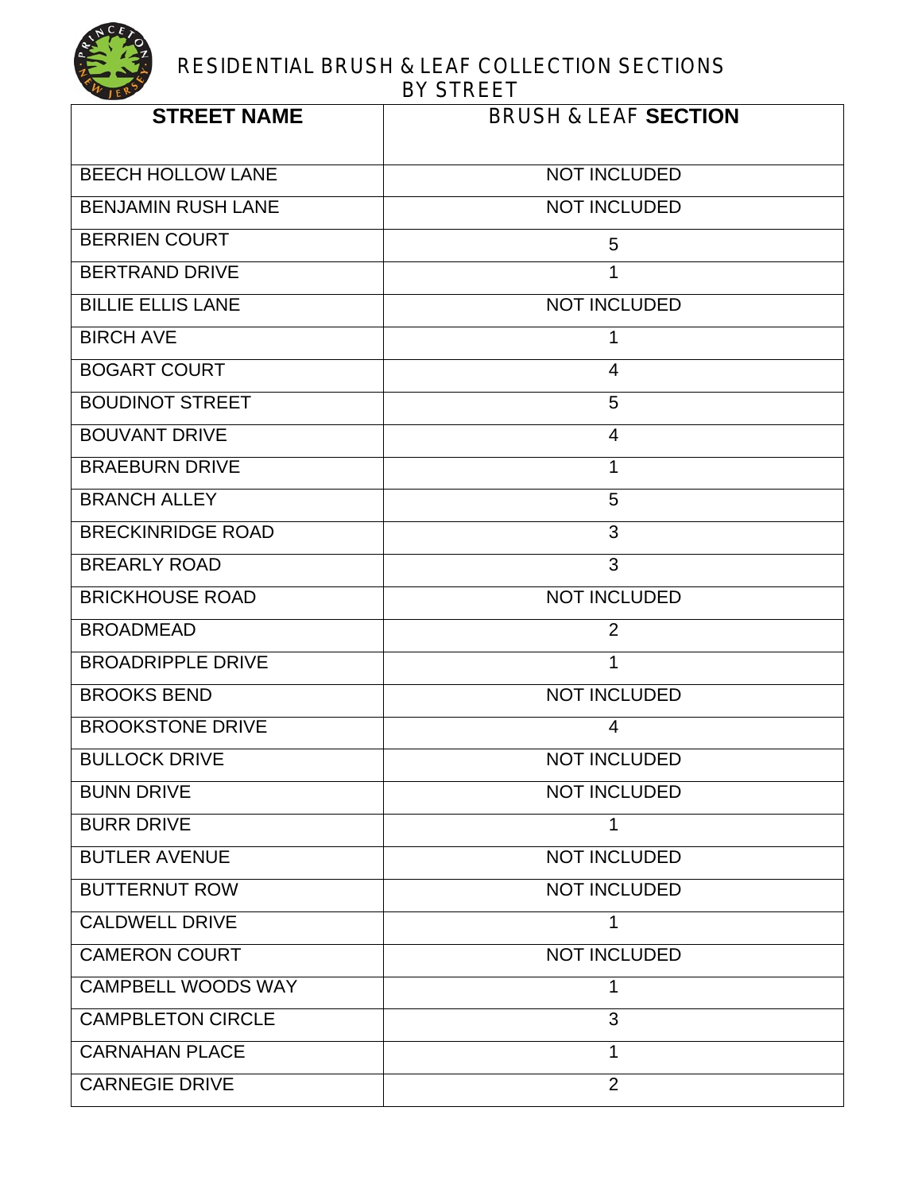# RESIDENTIAL BRUSH & LEAF COLLECTION SECTIONS BY STREET

| STREET NAME | BRUSH & LEAF SECTION |
|---|---|
| BEECH HOLLOW LANE | NOT INCLUDED |
| BENJAMIN RUSH LANE | NOT INCLUDED |
| BERRIEN COURT | 5 |
| BERTRAND DRIVE | 1 |
| BILLIE ELLIS LANE | NOT INCLUDED |
| BIRCH AVE | 1 |
| BOGART COURT | 4 |
| BOUDINOT STREET | 5 |
| BOUVANT DRIVE | 4 |
| BRAEBURN DRIVE | 1 |
| BRANCH ALLEY | 5 |
| BRECKINRIDGE ROAD | 3 |
| BREARLY ROAD | 3 |
| BRICKHOUSE ROAD | NOT INCLUDED |
| BROADMEAD | 2 |
| BROADRIPPLE DRIVE | 1 |
| BROOKS BEND | NOT INCLUDED |
| BROOKSTONE DRIVE | 4 |
| BULLOCK DRIVE | NOT INCLUDED |
| BUNN DRIVE | NOT INCLUDED |
| BURR DRIVE | 1 |
| BUTLER AVENUE | NOT INCLUDED |
| BUTTERNUT ROW | NOT INCLUDED |
| CALDWELL DRIVE | 1 |
| CAMERON COURT | NOT INCLUDED |
| CAMPBELL WOODS WAY | 1 |
| CAMPBLETON CIRCLE | 3 |
| CARNAHAN PLACE | 1 |
| CARNEGIE DRIVE | 2 |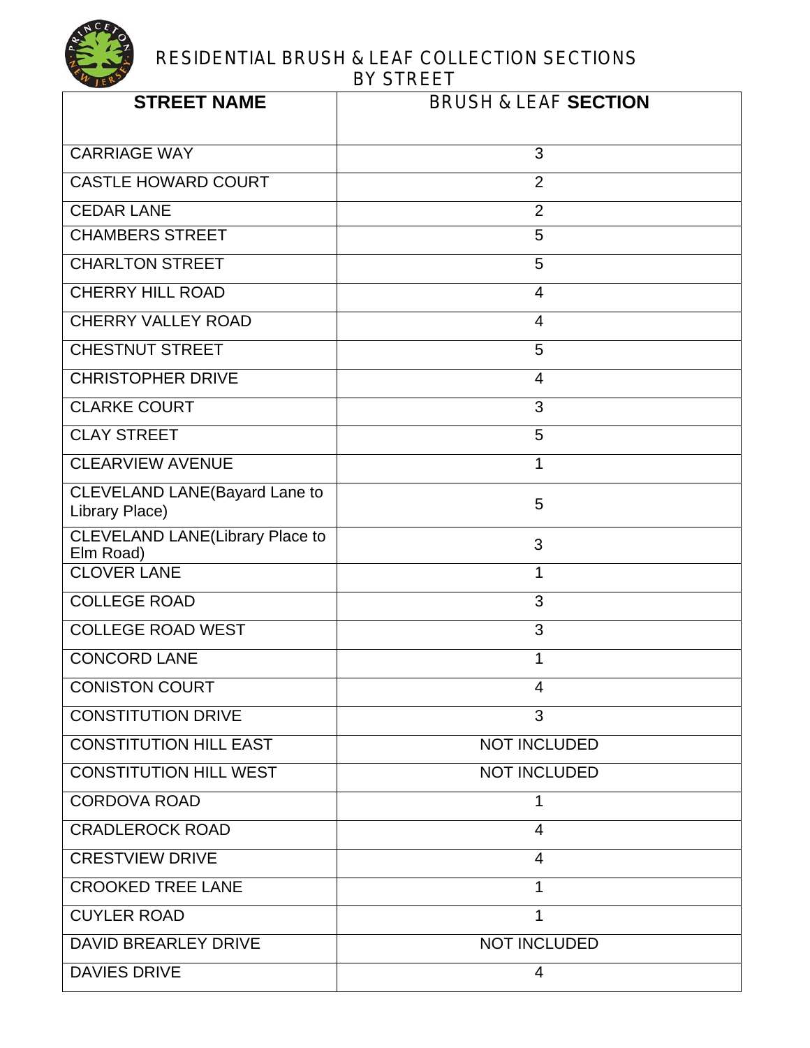# RESIDENTIAL BRUSH & LEAF COLLECTION SECTIONS BY STREET

| STREET NAME | BRUSH & LEAF **SECTION** |
|---|---|
| CARRIAGE WAY | 3 |
| CASTLE HOWARD COURT | 2 |
| CEDAR LANE | 2 |
| CHAMBERS STREET | 5 |
| CHARLTON STREET | 5 |
| CHERRY HILL ROAD | 4 |
| CHERRY VALLEY ROAD | 4 |
| CHESTNUT STREET | 5 |
| CHRISTOPHER DRIVE | 4 |
| CLARKE COURT | 3 |
| CLAY STREET | 5 |
| CLEARVIEW AVENUE | 1 |
| CLEVELAND LANE(Bayard Lane to Library Place) | 5 |
| CLEVELAND LANE(Library Place to Elm Road) | 3 |
| CLOVER LANE | 1 |
| COLLEGE ROAD | 3 |
| COLLEGE ROAD WEST | 3 |
| CONCORD LANE | 1 |
| CONISTON COURT | 4 |
| CONSTITUTION DRIVE | 3 |
| CONSTITUTION HILL EAST | NOT INCLUDED |
| CONSTITUTION HILL WEST | NOT INCLUDED |
| CORDOVA ROAD | 1 |
| CRADLEROCK ROAD | 4 |
| CRESTVIEW DRIVE | 4 |
| CROOKED TREE LANE | 1 |
| CUYLER ROAD | 1 |
| DAVID BREARLEY DRIVE | NOT INCLUDED |
| DAVIES DRIVE | 4 |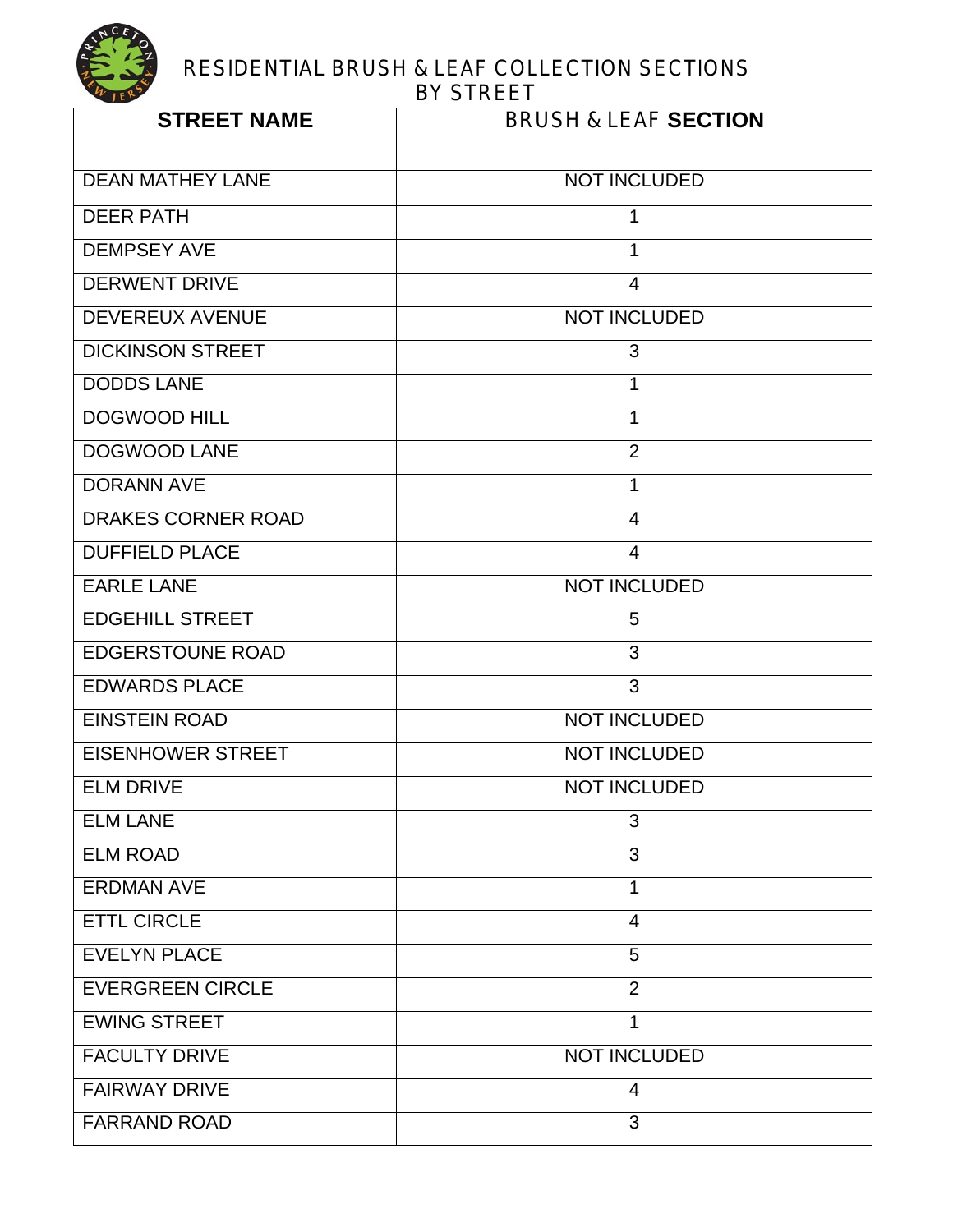# RESIDENTIAL BRUSH & LEAF COLLECTION SECTIONS BY STREET

| STREET NAME | BRUSH & LEAF SECTION |
|---|---|
| DEAN MATHEY LANE | NOT INCLUDED |
| DEER PATH | 1 |
| DEMPSEY AVE | 1 |
| DERWENT DRIVE | 4 |
| DEVEREUX AVENUE | NOT INCLUDED |
| DICKINSON STREET | 3 |
| DODDS LANE | 1 |
| DOGWOOD HILL | 1 |
| DOGWOOD LANE | 2 |
| DORANN AVE | 1 |
| DRAKES CORNER ROAD | 4 |
| DUFFIELD PLACE | 4 |
| EARLE LANE | NOT INCLUDED |
| EDGEHILL STREET | 5 |
| EDGERSTOUNE ROAD | 3 |
| EDWARDS PLACE | 3 |
| EINSTEIN ROAD | NOT INCLUDED |
| EISENHOWER STREET | NOT INCLUDED |
| ELM DRIVE | NOT INCLUDED |
| ELM LANE | 3 |
| ELM ROAD | 3 |
| ERDMAN AVE | 1 |
| ETTL CIRCLE | 4 |
| EVELYN PLACE | 5 |
| EVERGREEN CIRCLE | 2 |
| EWING STREET | 1 |
| FACULTY DRIVE | NOT INCLUDED |
| FAIRWAY DRIVE | 4 |
| FARRAND ROAD | 3 |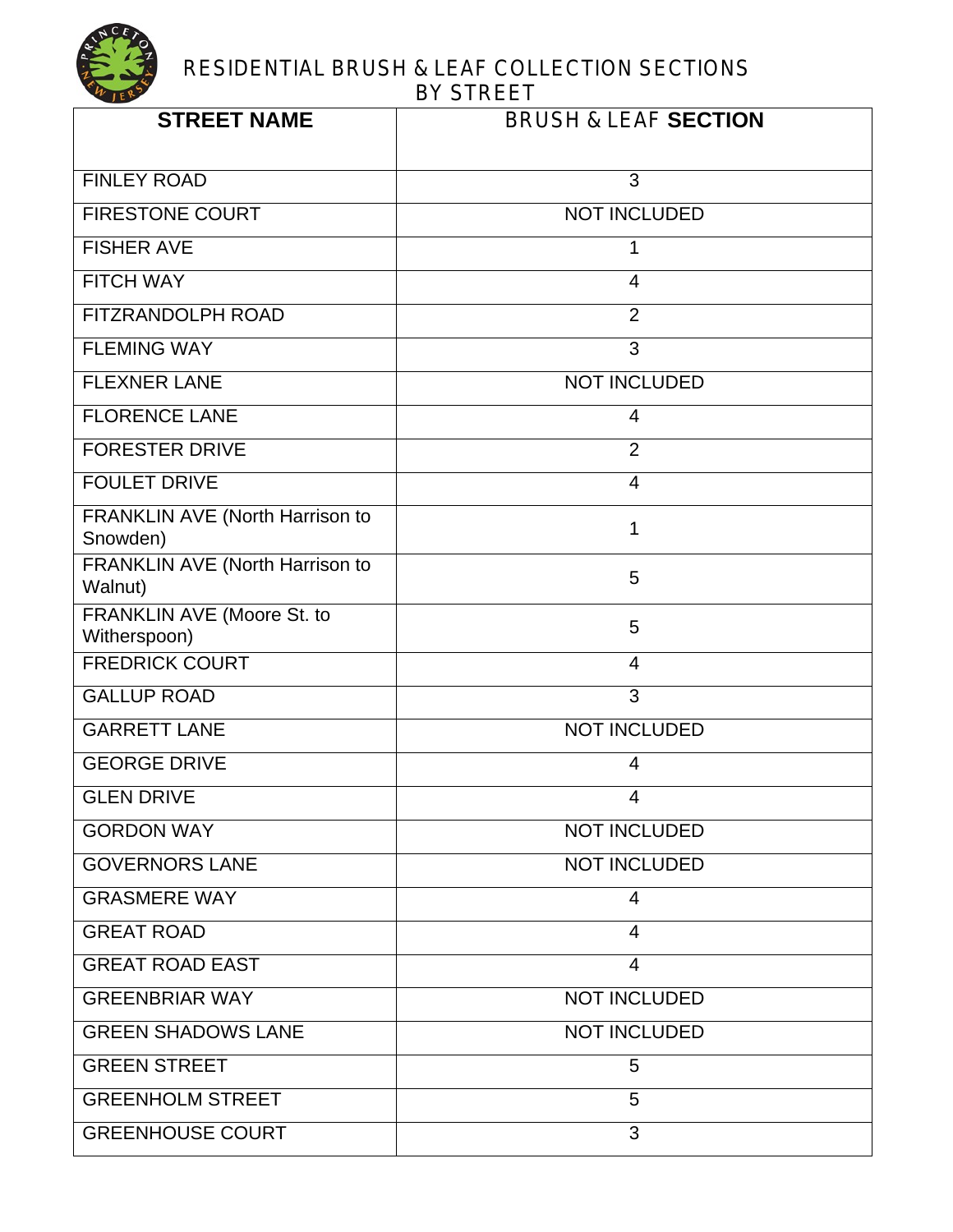# RESIDENTIAL BRUSH & LEAF COLLECTION SECTIONS BY STREET

| STREET NAME | BRUSH & LEAF SECTION |
|---|---|
| FINLEY ROAD | 3 |
| FIRESTONE COURT | NOT INCLUDED |
| FISHER AVE | 1 |
| FITCH WAY | 4 |
| FITZRANDOLPH ROAD | 2 |
| FLEMING WAY | 3 |
| FLEXNER LANE | NOT INCLUDED |
| FLORENCE LANE | 4 |
| FORESTER DRIVE | 2 |
| FOULET DRIVE | 4 |
| FRANKLIN AVE (North Harrison to Snowden) | 1 |
| FRANKLIN AVE (North Harrison to Walnut) | 5 |
| FRANKLIN AVE (Moore St. to Witherspoon) | 5 |
| FREDRICK COURT | 4 |
| GALLUP ROAD | 3 |
| GARRETT LANE | NOT INCLUDED |
| GEORGE DRIVE | 4 |
| GLEN DRIVE | 4 |
| GORDON WAY | NOT INCLUDED |
| GOVERNORS LANE | NOT INCLUDED |
| GRASMERE WAY | 4 |
| GREAT ROAD | 4 |
| GREAT ROAD EAST | 4 |
| GREENBRIAR WAY | NOT INCLUDED |
| GREEN SHADOWS LANE | NOT INCLUDED |
| GREEN STREET | 5 |
| GREENHOLM STREET | 5 |
| GREENHOUSE COURT | 3 |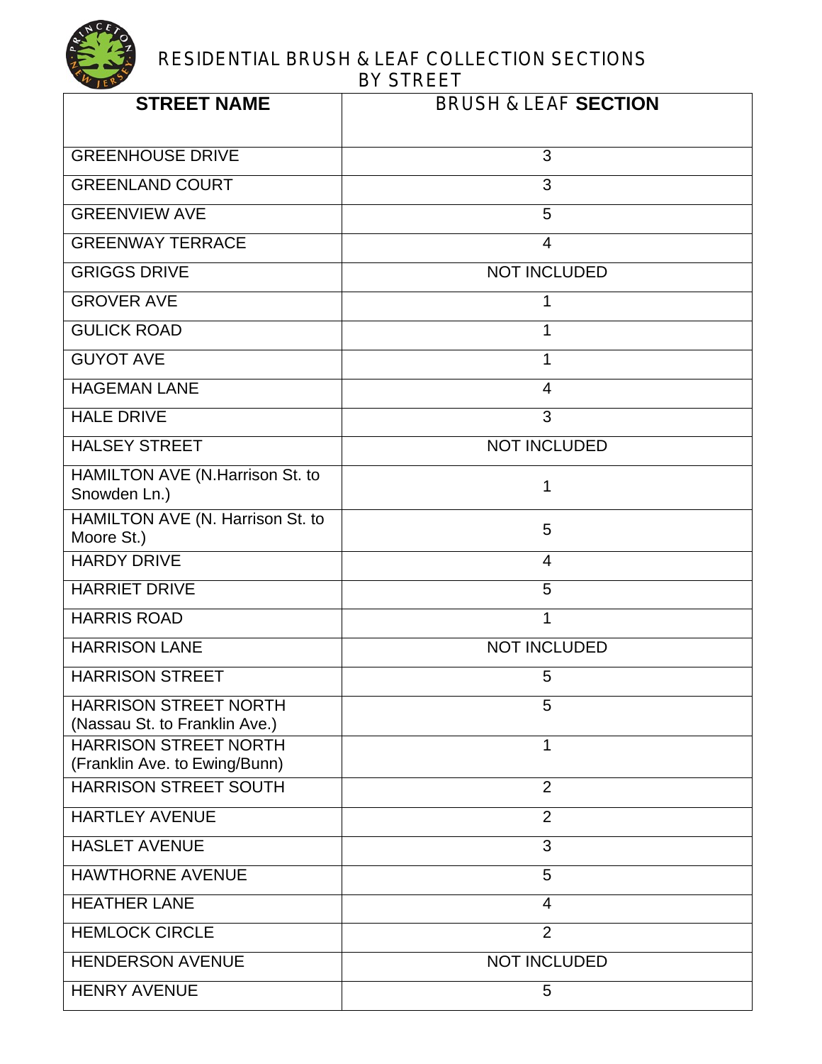# RESIDENTIAL BRUSH & LEAF COLLECTION SECTIONS BY STREET

| STREET NAME | BRUSH & LEAF **SECTION** |
|---|---|
| GREENHOUSE DRIVE | 3 |
| GREENLAND COURT | 3 |
| GREENVIEW AVE | 5 |
| GREENWAY TERRACE | 4 |
| GRIGGS DRIVE | NOT INCLUDED |
| GROVER AVE | 1 |
| GULICK ROAD | 1 |
| GUYOT AVE | 1 |
| HAGEMAN LANE | 4 |
| HALE DRIVE | 3 |
| HALSEY STREET | NOT INCLUDED |
| HAMILTON AVE (N.Harrison St. to Snowden Ln.) | 1 |
| HAMILTON AVE (N. Harrison St. to Moore St.) | 5 |
| HARDY DRIVE | 4 |
| HARRIET DRIVE | 5 |
| HARRIS ROAD | 1 |
| HARRISON LANE | NOT INCLUDED |
| HARRISON STREET | 5 |
| HARRISON STREET NORTH (Nassau St. to Franklin Ave.) | 5 |
| HARRISON STREET NORTH (Franklin Ave. to Ewing/Bunn) | 1 |
| HARRISON STREET SOUTH | 2 |
| HARTLEY AVENUE | 2 |
| HASLET AVENUE | 3 |
| HAWTHORNE AVENUE | 5 |
| HEATHER LANE | 4 |
| HEMLOCK CIRCLE | 2 |
| HENDERSON AVENUE | NOT INCLUDED |
| HENRY AVENUE | 5 |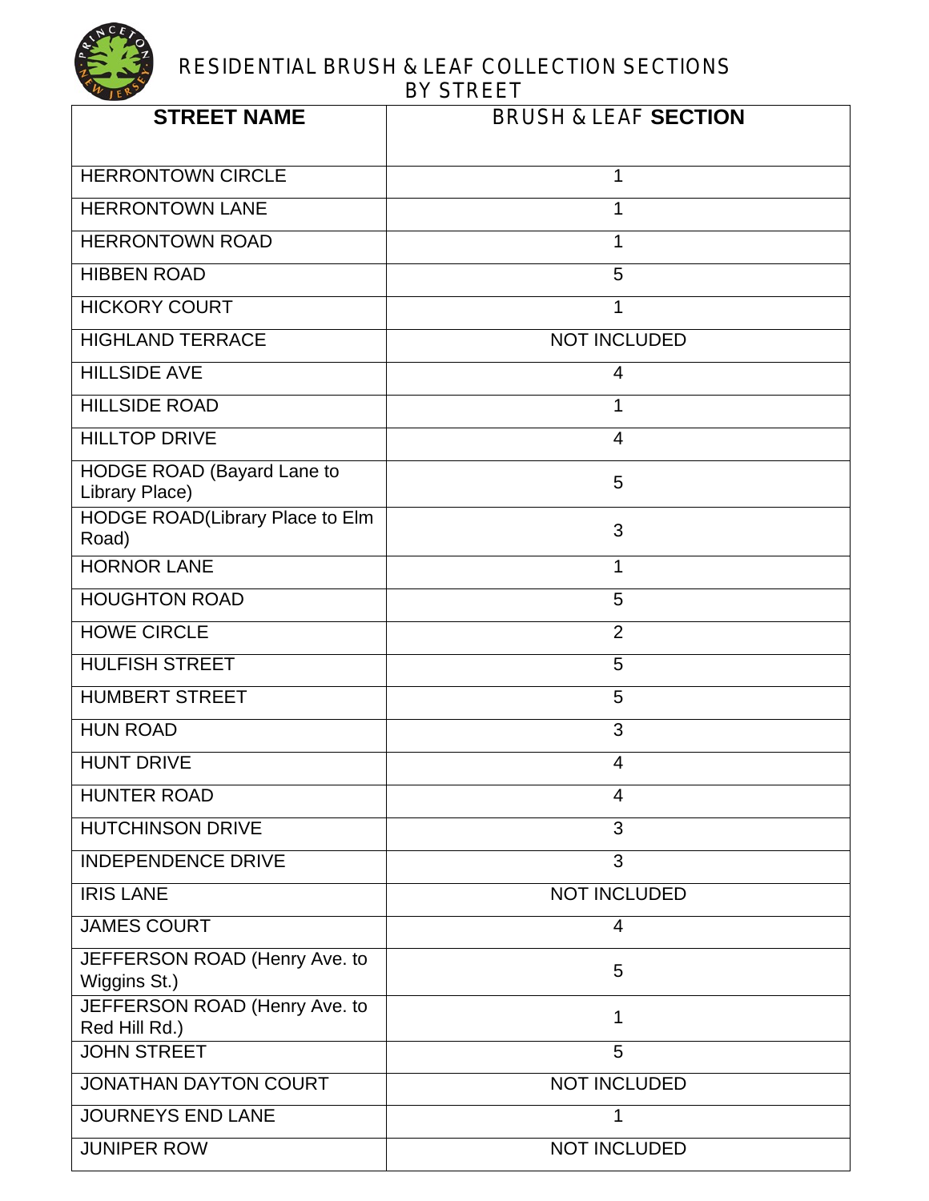# RESIDENTIAL BRUSH & LEAF COLLECTION SECTIONS BY STREET

| STREET NAME | BRUSH & LEAF SECTION |
|---|---|
| HERRONTOWN CIRCLE | 1 |
| HERRONTOWN LANE | 1 |
| HERRONTOWN ROAD | 1 |
| HIBBEN ROAD | 5 |
| HICKORY COURT | 1 |
| HIGHLAND TERRACE | NOT INCLUDED |
| HILLSIDE AVE | 4 |
| HILLSIDE ROAD | 1 |
| HILLTOP DRIVE | 4 |
| HODGE ROAD (Bayard Lane to Library Place) | 5 |
| HODGE ROAD(Library Place to Elm Road) | 3 |
| HORNOR LANE | 1 |
| HOUGHTON ROAD | 5 |
| HOWE CIRCLE | 2 |
| HULFISH STREET | 5 |
| HUMBERT STREET | 5 |
| HUN ROAD | 3 |
| HUNT DRIVE | 4 |
| HUNTER ROAD | 4 |
| HUTCHINSON DRIVE | 3 |
| INDEPENDENCE DRIVE | 3 |
| IRIS LANE | NOT INCLUDED |
| JAMES COURT | 4 |
| JEFFERSON ROAD (Henry Ave. to Wiggins St.) | 5 |
| JEFFERSON ROAD (Henry Ave. to Red Hill Rd.) | 1 |
| JOHN STREET | 5 |
| JONATHAN DAYTON COURT | NOT INCLUDED |
| JOURNEYS END LANE | 1 |
| JUNIPER ROW | NOT INCLUDED |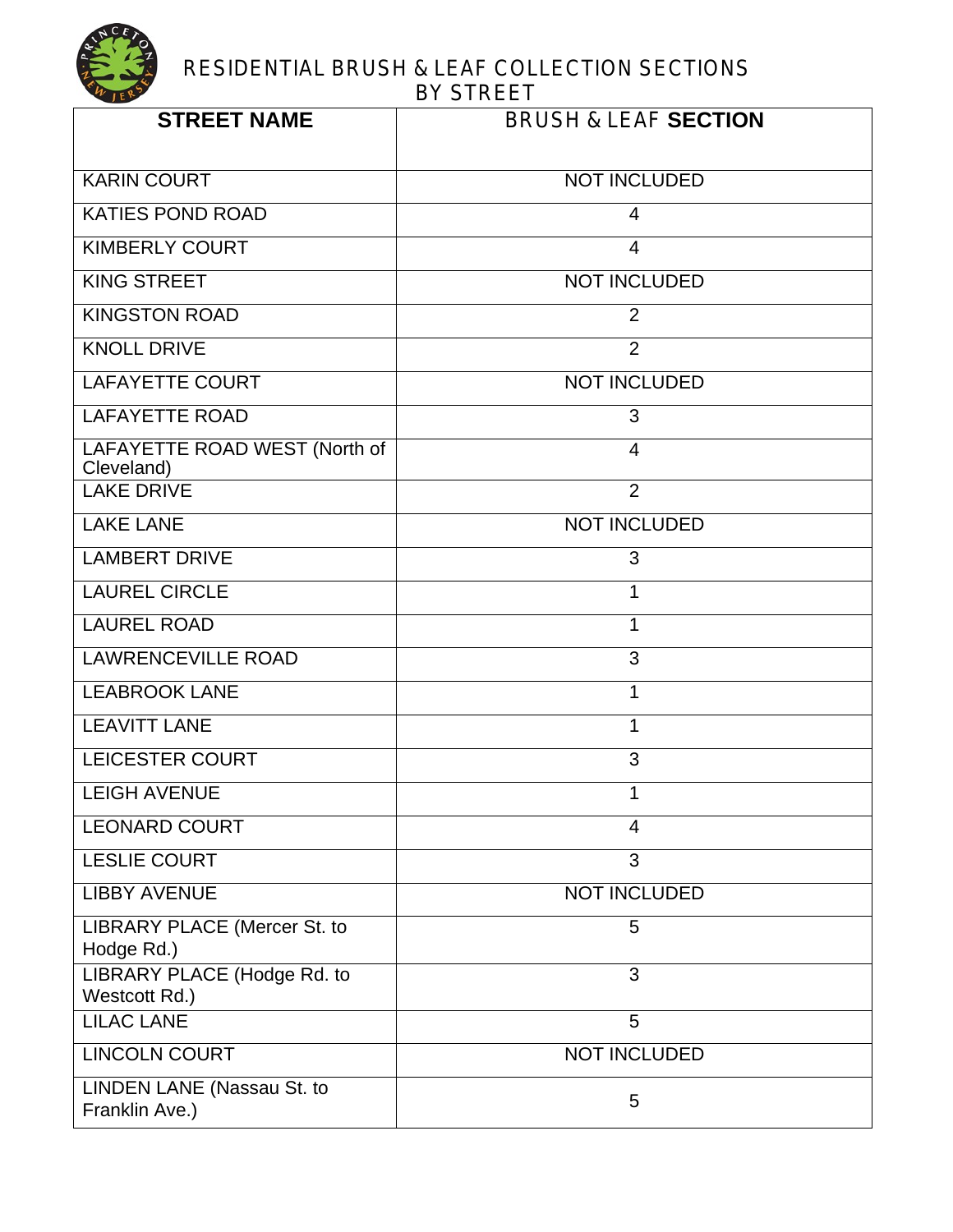# RESIDENTIAL BRUSH & LEAF COLLECTION SECTIONS BY STREET

| STREET NAME | BRUSH & LEAF SECTION |
|---|---|
| KARIN COURT | NOT INCLUDED |
| KATIES POND ROAD | 4 |
| KIMBERLY COURT | 4 |
| KING STREET | NOT INCLUDED |
| KINGSTON ROAD | 2 |
| KNOLL DRIVE | 2 |
| LAFAYETTE COURT | NOT INCLUDED |
| LAFAYETTE ROAD | 3 |
| LAFAYETTE ROAD WEST (North of Cleveland) | 4 |
| LAKE DRIVE | 2 |
| LAKE LANE | NOT INCLUDED |
| LAMBERT DRIVE | 3 |
| LAUREL CIRCLE | 1 |
| LAUREL ROAD | 1 |
| LAWRENCEVILLE ROAD | 3 |
| LEABROOK LANE | 1 |
| LEAVITT LANE | 1 |
| LEICESTER COURT | 3 |
| LEIGH AVENUE | 1 |
| LEONARD COURT | 4 |
| LESLIE COURT | 3 |
| LIBBY AVENUE | NOT INCLUDED |
| LIBRARY PLACE (Mercer St. to Hodge Rd.) | 5 |
| LIBRARY PLACE (Hodge Rd. to Westcott Rd.) | 3 |
| LILAC LANE | 5 |
| LINCOLN COURT | NOT INCLUDED |
| LINDEN LANE (Nassau St. to Franklin Ave.) | 5 |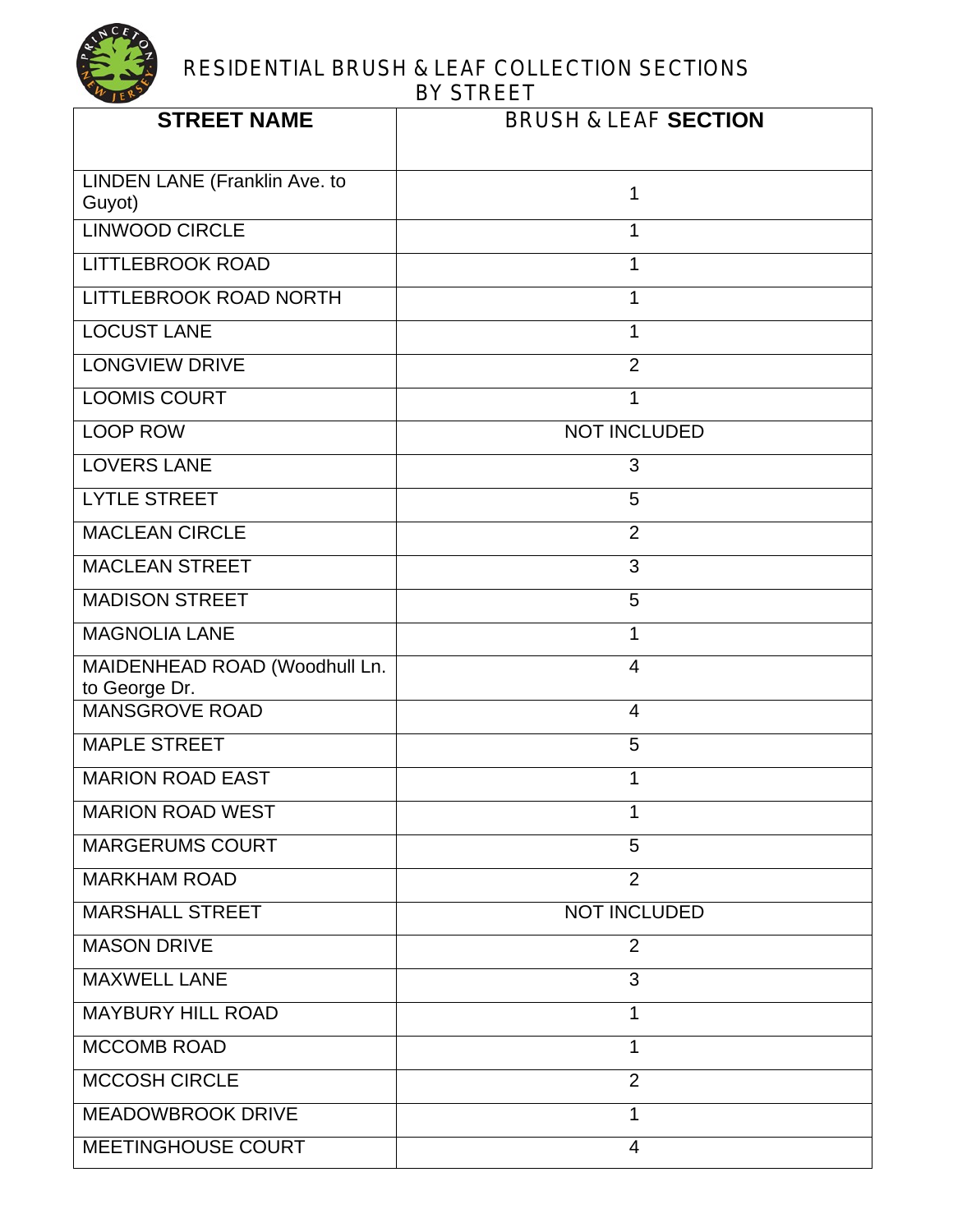# RESIDENTIAL BRUSH & LEAF COLLECTION SECTIONS BY STREET

| STREET NAME | BRUSH & LEAF **SECTION** |
|---|---|
| LINDEN LANE (Franklin Ave. to Guyot) | 1 |
| LINWOOD CIRCLE | 1 |
| LITTLEBROOK ROAD | 1 |
| LITTLEBROOK ROAD NORTH | 1 |
| LOCUST LANE | 1 |
| LONGVIEW DRIVE | 2 |
| LOOMIS COURT | 1 |
| LOOP ROW | NOT INCLUDED |
| LOVERS LANE | 3 |
| LYTLE STREET | 5 |
| MACLEAN CIRCLE | 2 |
| MACLEAN STREET | 3 |
| MADISON STREET | 5 |
| MAGNOLIA LANE | 1 |
| MAIDENHEAD ROAD (Woodhull Ln. to George Dr. | 4 |
| MANSGROVE ROAD | 4 |
| MAPLE STREET | 5 |
| MARION ROAD EAST | 1 |
| MARION ROAD WEST | 1 |
| MARGERUMS COURT | 5 |
| MARKHAM ROAD | 2 |
| MARSHALL STREET | NOT INCLUDED |
| MASON DRIVE | 2 |
| MAXWELL LANE | 3 |
| MAYBURY HILL ROAD | 1 |
| MCCOMB ROAD | 1 |
| MCCOSH CIRCLE | 2 |
| MEADOWBROOK DRIVE | 1 |
| MEETINGHOUSE COURT | 4 |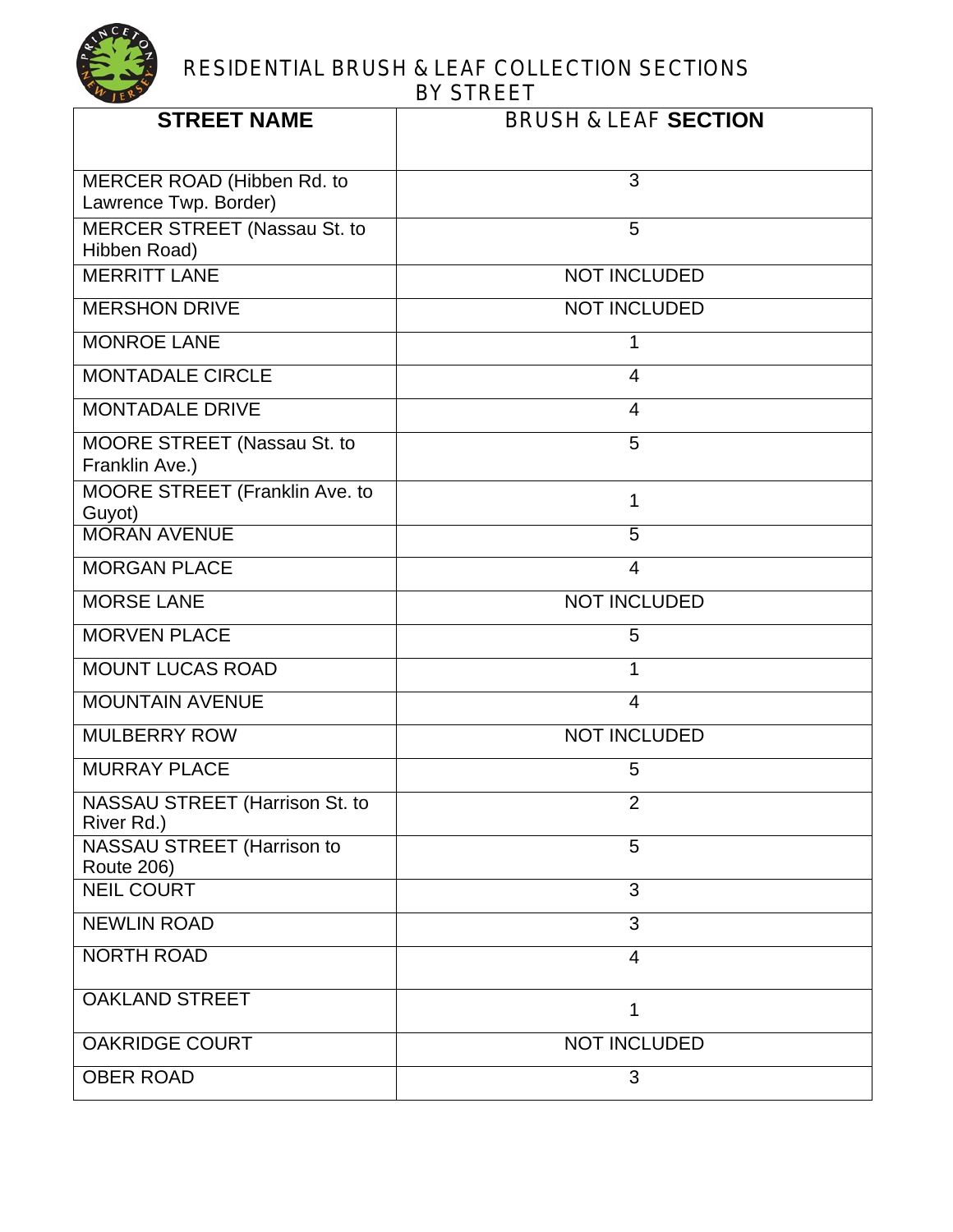# RESIDENTIAL BRUSH & LEAF COLLECTION SECTIONS BY STREET

| STREET NAME | BRUSH & LEAF SECTION |
|---|---|
| MERCER ROAD (Hibben Rd. to Lawrence Twp. Border) | 3 |
| MERCER STREET (Nassau St. to Hibben Road) | 5 |
| MERRITT LANE | NOT INCLUDED |
| MERSHON DRIVE | NOT INCLUDED |
| MONROE LANE | 1 |
| MONTADALE CIRCLE | 4 |
| MONTADALE DRIVE | 4 |
| MOORE STREET (Nassau St. to Franklin Ave.) | 5 |
| MOORE STREET (Franklin Ave. to Guyot) | 1 |
| MORAN AVENUE | 5 |
| MORGAN PLACE | 4 |
| MORSE LANE | NOT INCLUDED |
| MORVEN PLACE | 5 |
| MOUNT LUCAS ROAD | 1 |
| MOUNTAIN AVENUE | 4 |
| MULBERRY ROW | NOT INCLUDED |
| MURRAY PLACE | 5 |
| NASSAU STREET (Harrison St. to River Rd.) | 2 |
| NASSAU STREET (Harrison to Route 206) | 5 |
| NEIL COURT | 3 |
| NEWLIN ROAD | 3 |
| NORTH ROAD | 4 |
| OAKLAND STREET | 1 |
| OAKRIDGE COURT | NOT INCLUDED |
| OBER ROAD | 3 |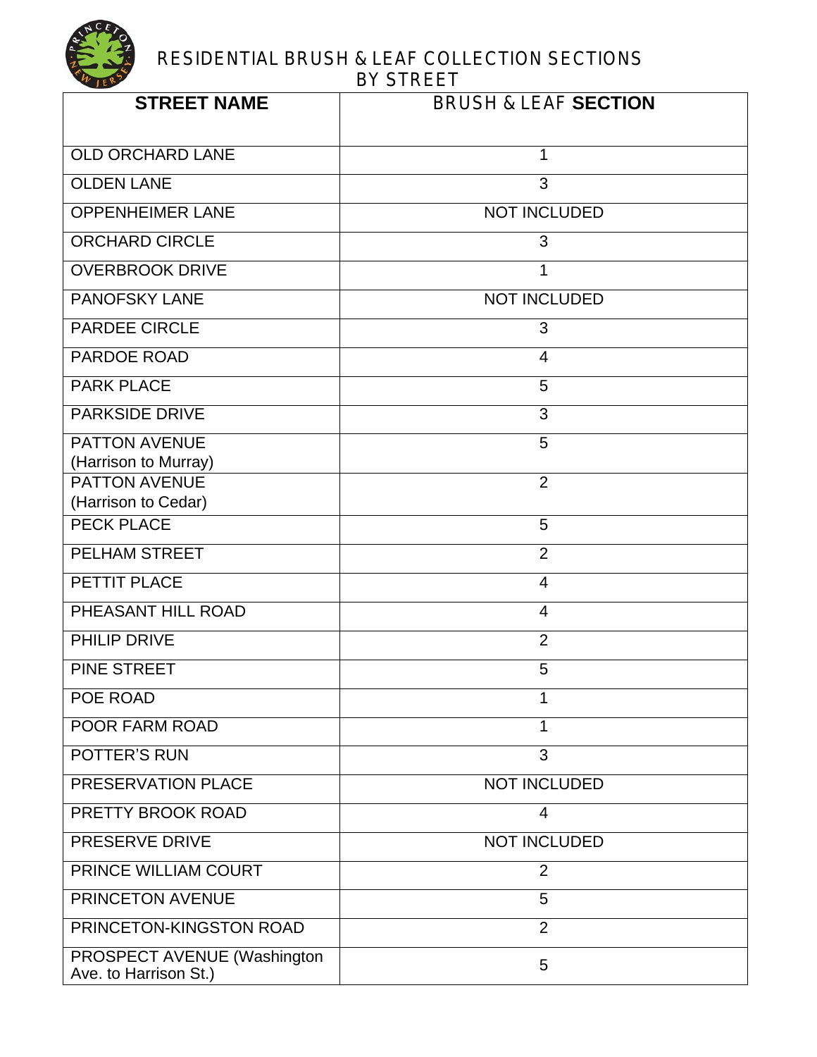# RESIDENTIAL BRUSH & LEAF COLLECTION SECTIONS BY STREET

| STREET NAME | BRUSH & LEAF SECTION |
|---|---|
| OLD ORCHARD LANE | 1 |
| OLDEN LANE | 3 |
| OPPENHEIMER LANE | NOT INCLUDED |
| ORCHARD CIRCLE | 3 |
| OVERBROOK DRIVE | 1 |
| PANOFSKY LANE | NOT INCLUDED |
| PARDEE CIRCLE | 3 |
| PARDOE ROAD | 4 |
| PARK PLACE | 5 |
| PARKSIDE DRIVE | 3 |
| PATTON AVENUE (Harrison to Murray) | 5 |
| PATTON AVENUE (Harrison to Cedar) | 2 |
| PECK PLACE | 5 |
| PELHAM STREET | 2 |
| PETTIT PLACE | 4 |
| PHEASANT HILL ROAD | 4 |
| PHILIP DRIVE | 2 |
| PINE STREET | 5 |
| POE ROAD | 1 |
| POOR FARM ROAD | 1 |
| POTTER'S RUN | 3 |
| PRESERVATION PLACE | NOT INCLUDED |
| PRETTY BROOK ROAD | 4 |
| PRESERVE DRIVE | NOT INCLUDED |
| PRINCE WILLIAM COURT | 2 |
| PRINCETON AVENUE | 5 |
| PRINCETON-KINGSTON ROAD | 2 |
| PROSPECT AVENUE (Washington Ave. to Harrison St.) | 5 |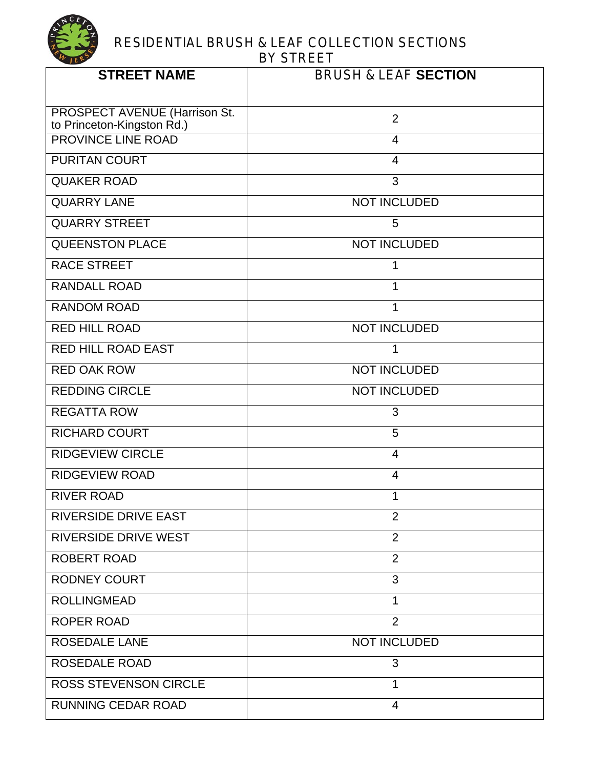# RESIDENTIAL BRUSH & LEAF COLLECTION SECTIONS BY STREET

| **STREET NAME** | BRUSH & LEAF **SECTION** |
|---|---|
| PROSPECT AVENUE (Harrison St. to Princeton-Kingston Rd.) | 2 |
| PROVINCE LINE ROAD | 4 |
| PURITAN COURT | 4 |
| QUAKER ROAD | 3 |
| QUARRY LANE | NOT INCLUDED |
| QUARRY STREET | 5 |
| QUEENSTON PLACE | NOT INCLUDED |
| RACE STREET | 1 |
| RANDALL ROAD | 1 |
| RANDOM ROAD | 1 |
| RED HILL ROAD | NOT INCLUDED |
| RED HILL ROAD EAST | 1 |
| RED OAK ROW | NOT INCLUDED |
| REDDING CIRCLE | NOT INCLUDED |
| REGATTA ROW | 3 |
| RICHARD COURT | 5 |
| RIDGEVIEW CIRCLE | 4 |
| RIDGEVIEW ROAD | 4 |
| RIVER ROAD | 1 |
| RIVERSIDE DRIVE EAST | 2 |
| RIVERSIDE DRIVE WEST | 2 |
| ROBERT ROAD | 2 |
| RODNEY COURT | 3 |
| ROLLINGMEAD | 1 |
| ROPER ROAD | 2 |
| ROSEDALE LANE | NOT INCLUDED |
| ROSEDALE ROAD | 3 |
| ROSS STEVENSON CIRCLE | 1 |
| RUNNING CEDAR ROAD | 4 |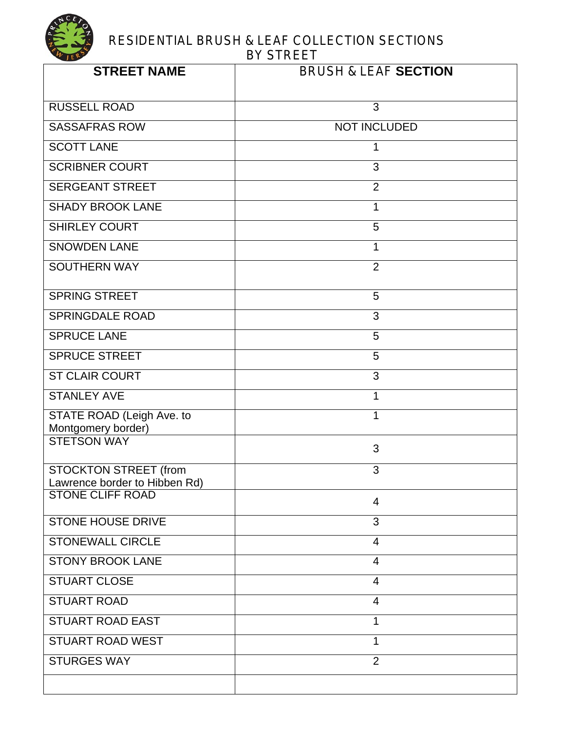# RESIDENTIAL BRUSH & LEAF COLLECTION SECTIONS BY STREET

| STREET NAME | BRUSH & LEAF SECTION |
|---|---|
| RUSSELL ROAD | 3 |
| SASSAFRAS ROW | NOT INCLUDED |
| SCOTT LANE | 1 |
| SCRIBNER COURT | 3 |
| SERGEANT STREET | 2 |
| SHADY BROOK LANE | 1 |
| SHIRLEY COURT | 5 |
| SNOWDEN LANE | 1 |
| SOUTHERN WAY | 2 |
| SPRING STREET | 5 |
| SPRINGDALE ROAD | 3 |
| SPRUCE LANE | 5 |
| SPRUCE STREET | 5 |
| ST CLAIR COURT | 3 |
| STANLEY AVE | 1 |
| STATE ROAD (Leigh Ave. to Montgomery border) | 1 |
| STETSON WAY | 3 |
| STOCKTON STREET (from Lawrence border to Hibben Rd) | 3 |
| STONE CLIFF ROAD | 4 |
| STONE HOUSE DRIVE | 3 |
| STONEWALL CIRCLE | 4 |
| STONY BROOK LANE | 4 |
| STUART CLOSE | 4 |
| STUART ROAD | 4 |
| STUART ROAD EAST | 1 |
| STUART ROAD WEST | 1 |
| STURGES WAY | 2 |
| | |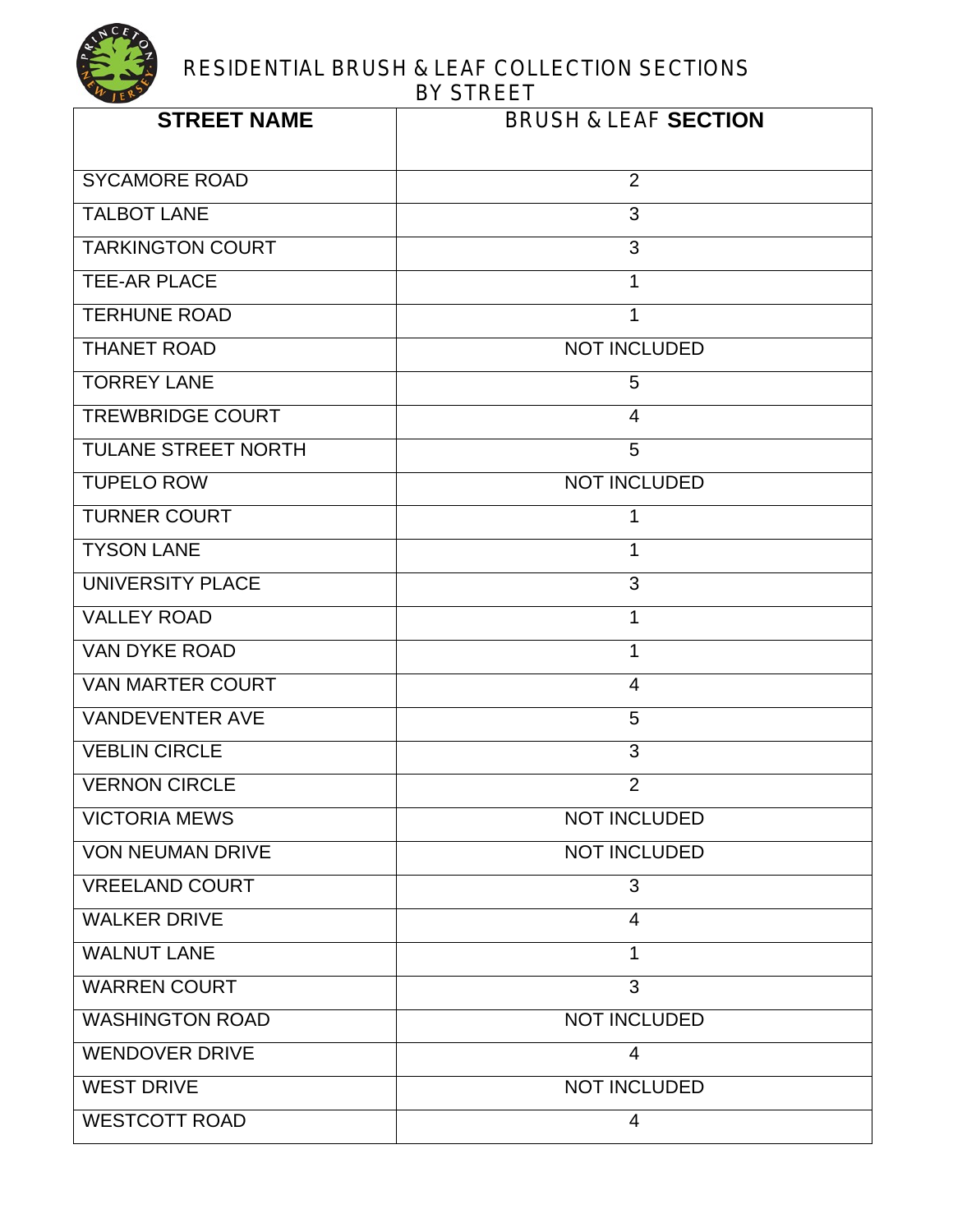# RESIDENTIAL BRUSH & LEAF COLLECTION SECTIONS BY STREET

| STREET NAME | BRUSH & LEAF SECTION |
|---|---|
| SYCAMORE ROAD | 2 |
| TALBOT LANE | 3 |
| TARKINGTON COURT | 3 |
| TEE-AR PLACE | 1 |
| TERHUNE ROAD | 1 |
| THANET ROAD | NOT INCLUDED |
| TORREY LANE | 5 |
| TREWBRIDGE COURT | 4 |
| TULANE STREET NORTH | 5 |
| TUPELO ROW | NOT INCLUDED |
| TURNER COURT | 1 |
| TYSON LANE | 1 |
| UNIVERSITY PLACE | 3 |
| VALLEY ROAD | 1 |
| VAN DYKE ROAD | 1 |
| VAN MARTER COURT | 4 |
| VANDEVENTER AVE | 5 |
| VEBLIN CIRCLE | 3 |
| VERNON CIRCLE | 2 |
| VICTORIA MEWS | NOT INCLUDED |
| VON NEUMAN DRIVE | NOT INCLUDED |
| VREELAND COURT | 3 |
| WALKER DRIVE | 4 |
| WALNUT LANE | 1 |
| WARREN COURT | 3 |
| WASHINGTON ROAD | NOT INCLUDED |
| WENDOVER DRIVE | 4 |
| WEST DRIVE | NOT INCLUDED |
| WESTCOTT ROAD | 4 |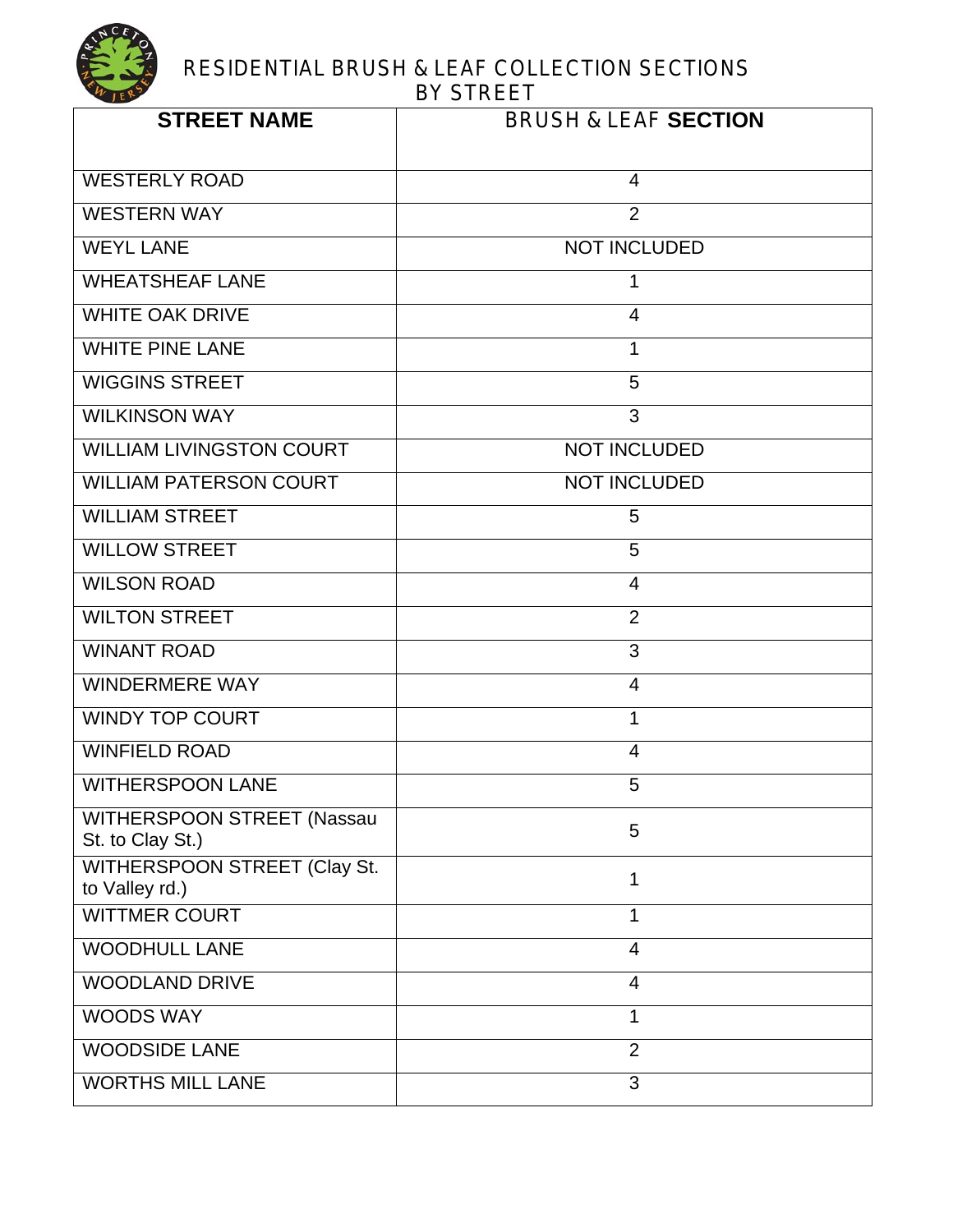# RESIDENTIAL BRUSH & LEAF COLLECTION SECTIONS BY STREET

| STREET NAME | BRUSH & LEAF SECTION |
|---|---|
| WESTERLY ROAD | 4 |
| WESTERN WAY | 2 |
| WEYL LANE | NOT INCLUDED |
| WHEATSHEAF LANE | 1 |
| WHITE OAK DRIVE | 4 |
| WHITE PINE LANE | 1 |
| WIGGINS STREET | 5 |
| WILKINSON WAY | 3 |
| WILLIAM LIVINGSTON COURT | NOT INCLUDED |
| WILLIAM PATERSON COURT | NOT INCLUDED |
| WILLIAM STREET | 5 |
| WILLOW STREET | 5 |
| WILSON ROAD | 4 |
| WILTON STREET | 2 |
| WINANT ROAD | 3 |
| WINDERMERE WAY | 4 |
| WINDY TOP COURT | 1 |
| WINFIELD ROAD | 4 |
| WITHERSPOON LANE | 5 |
| WITHERSPOON STREET (Nassau St. to Clay St.) | 5 |
| WITHERSPOON STREET (Clay St. to Valley rd.) | 1 |
| WITTMER COURT | 1 |
| WOODHULL LANE | 4 |
| WOODLAND DRIVE | 4 |
| WOODS WAY | 1 |
| WOODSIDE LANE | 2 |
| WORTHS MILL LANE | 3 |